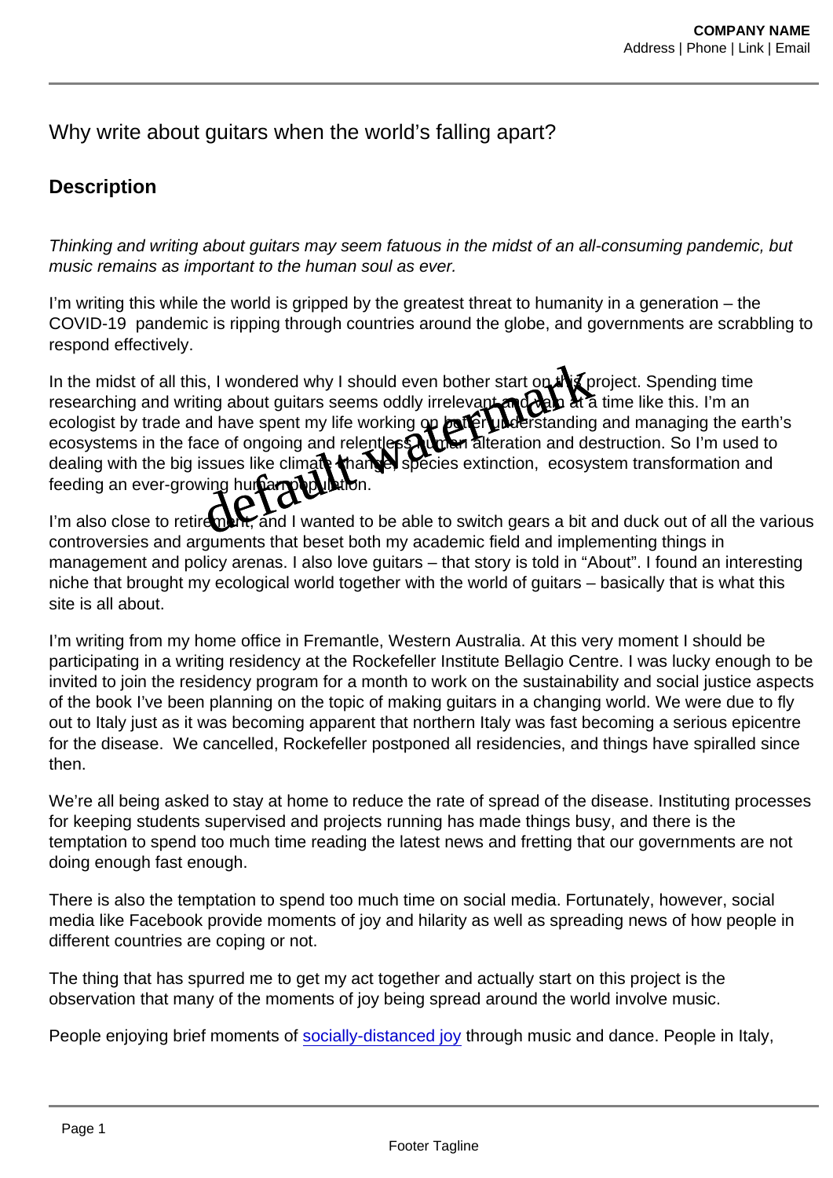# Why write about guitars when the world's falling apart?

## Description

*Thinking and writing about guitars may seem fatuous in the midst of an all-consuming pandemic, but music remains as important to the human soul as ever.*

I'm writing this while the world is gripped by the greatest threat to humanity in a generation – the COVID-19 pandemic is ripping through countries around the globe, and governments are scrabbling to respond effectively.

In the midst of all this, I wondered why I should even bother start on this project. Spending time researching and writing about guitars seems oddly irrelevant and vain at a time like this. I'm an ecologist by trade and have spent my life working on better understanding and managing the earth's ecosystems in the face of ongoing and relentless human alteration and destruction. So I'm used to dealing with the big issues like climate change, species extinction, ecosystem transformation and feeding an ever-growing human population.

I'm also close to retirement, and I wanted to be able to switch gears a bit and duck out of all the various controversies and arguments that beset both my academic field and implementing things in management and policy arenas. I also love guitars – that story is told in "About". I found an interesting niche that brought my ecological world together with the world of guitars – basically that is what this site is all about.

I'm writing from my home office in Fremantle, Western Australia. At this very moment I should be participating in a writing residency at the Rockefeller Institute Bellagio Centre. I was lucky enough to be invited to join the residency program for a month to work on the sustainability and social justice aspects of the book I've been planning on the topic of making guitars in a changing world. We were due to fly out to Italy just as it was becoming apparent that northern Italy was fast becoming a serious epicentre for the disease. We cancelled, Rockefeller postponed all residencies, and things have spiralled since then.

We're all being asked to stay at home to reduce the rate of spread of the disease. Instituting processes for keeping students supervised and projects running has made things busy, and there is the temptation to spend too much time reading the latest news and fretting that our governments are not doing enough fast enough.

There is also the temptation to spend too much time on social media. Fortunately, however, social media like Facebook provide moments of joy and hilarity as well as spreading news of how people in different countries are coping or not.

The thing that has spurred me to get my act together and actually start on this project is the observation that many of the moments of joy being spread around the world involve music.

People enjoying brief moments of socially-distanced joy through music and dance. People in Italy,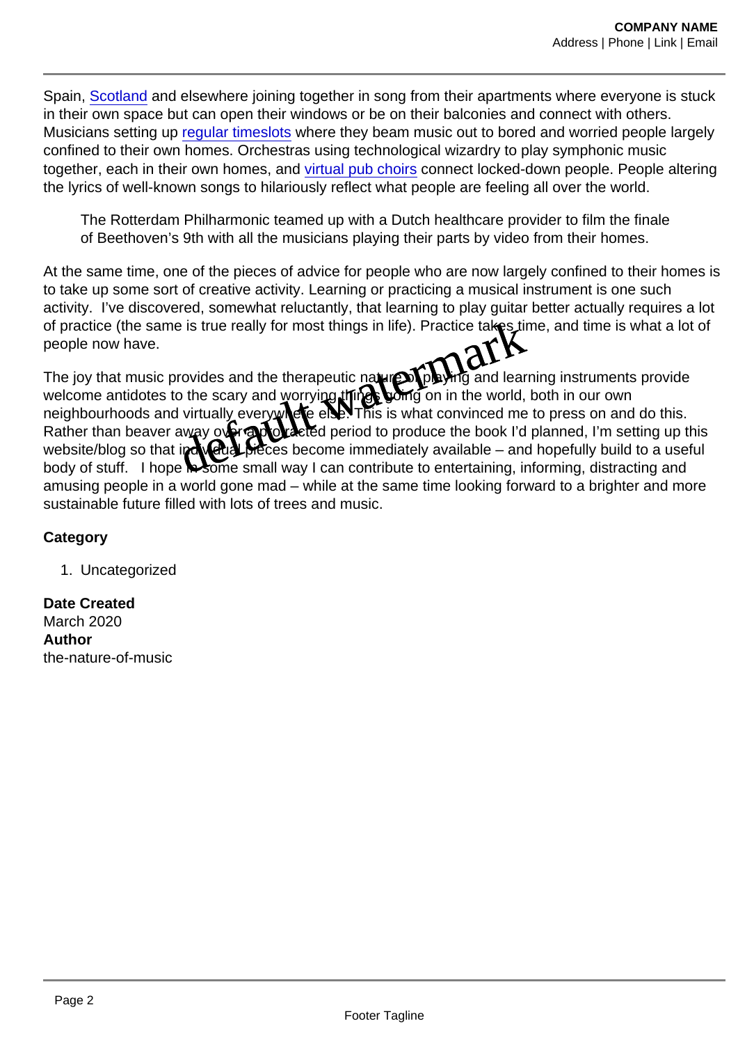Spain, Scotland and elsewhere joining together in song from their apartments where everyone is stuck in their own space but can open their windows or be on their balconies and connect with others. Musicians setting up regular timeslots where they beam music out to bored and worried people largely confined to their own homes. Orchestras using technological wizardry to play symphonic music together, each in their own homes, and virtual pub choirs connect locked-down people. People altering the lyrics of well-known songs to hilariously reflect what people are feeling all over the world.

> The Rotterdam Philharmonic teamed up with a Dutch healthcare provider to film the finale of Beethoven's 9th with all the musicians playing their parts by video from their homes.

At the same time, one of the pieces of advice for people who are now largely confined to their homes is to take up some sort of creative activity. Learning or practicing a musical instrument is one such activity. I've discovered, somewhat reluctantly, that learning to play guitar better actually requires a lot of practice (the same is true really for most things in life). Practice takes time, and time is what a lot of people now have.

The joy that music provides and the therapeutic nature of playing and learning instruments provide welcome antidotes to the scary and worrying things going on in the world, both in our own neighbourhoods and virtually everywhere else. This is what convinced me to press on and do this. Rather than beaver away over a protracted period to produce the book I'd planned, I'm setting up this website/blog so that individual pieces become immediately available – and hopefully build to a useful body of stuff. I hope in some small way I can contribute to entertaining, informing, distracting and amusing people in a world gone mad – while at the same time looking forward to a brighter and more sustainable future filled with lots of trees and music.

**Category**

1. Uncategorized

**Date Created**
March 2020
**Author**
the-nature-of-music